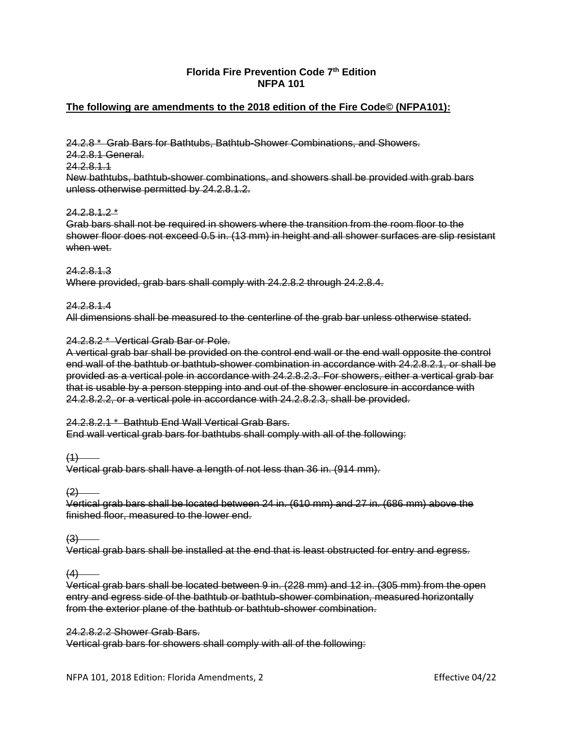**Florida Fire Prevention Code 7th Edition**
**NFPA 101**

**The following are amendments to the 2018 edition of the Fire Code© (NFPA101):**

~~24.2.8 * Grab Bars for Bathtubs, Bathtub-Shower Combinations, and Showers.~~
~~24.2.8.1 General.~~
~~24.2.8.1.1~~
~~New bathtubs, bathtub-shower combinations, and showers shall be provided with grab bars unless otherwise permitted by 24.2.8.1.2.~~

~~24.2.8.1.2 *~~
~~Grab bars shall not be required in showers where the transition from the room floor to the shower floor does not exceed 0.5 in. (13 mm) in height and all shower surfaces are slip resistant when wet.~~

~~24.2.8.1.3~~
~~Where provided, grab bars shall comply with 24.2.8.2 through 24.2.8.4.~~

~~24.2.8.1.4~~
~~All dimensions shall be measured to the centerline of the grab bar unless otherwise stated.~~

~~24.2.8.2 * Vertical Grab Bar or Pole.~~
~~A vertical grab bar shall be provided on the control end wall or the end wall opposite the control end wall of the bathtub or bathtub-shower combination in accordance with 24.2.8.2.1, or shall be provided as a vertical pole in accordance with 24.2.8.2.3. For showers, either a vertical grab bar that is usable by a person stepping into and out of the shower enclosure in accordance with 24.2.8.2.2, or a vertical pole in accordance with 24.2.8.2.3, shall be provided.~~

~~24.2.8.2.1 * Bathtub End Wall Vertical Grab Bars.~~
~~End wall vertical grab bars for bathtubs shall comply with all of the following:~~

~~(1)~~
~~Vertical grab bars shall have a length of not less than 36 in. (914 mm).~~

~~(2)~~
~~Vertical grab bars shall be located between 24 in. (610 mm) and 27 in. (686 mm) above the finished floor, measured to the lower end.~~

~~(3)~~
~~Vertical grab bars shall be installed at the end that is least obstructed for entry and egress.~~

~~(4)~~
~~Vertical grab bars shall be located between 9 in. (228 mm) and 12 in. (305 mm) from the open entry and egress side of the bathtub or bathtub-shower combination, measured horizontally from the exterior plane of the bathtub or bathtub-shower combination.~~

~~24.2.8.2.2 Shower Grab Bars.~~
~~Vertical grab bars for showers shall comply with all of the following:~~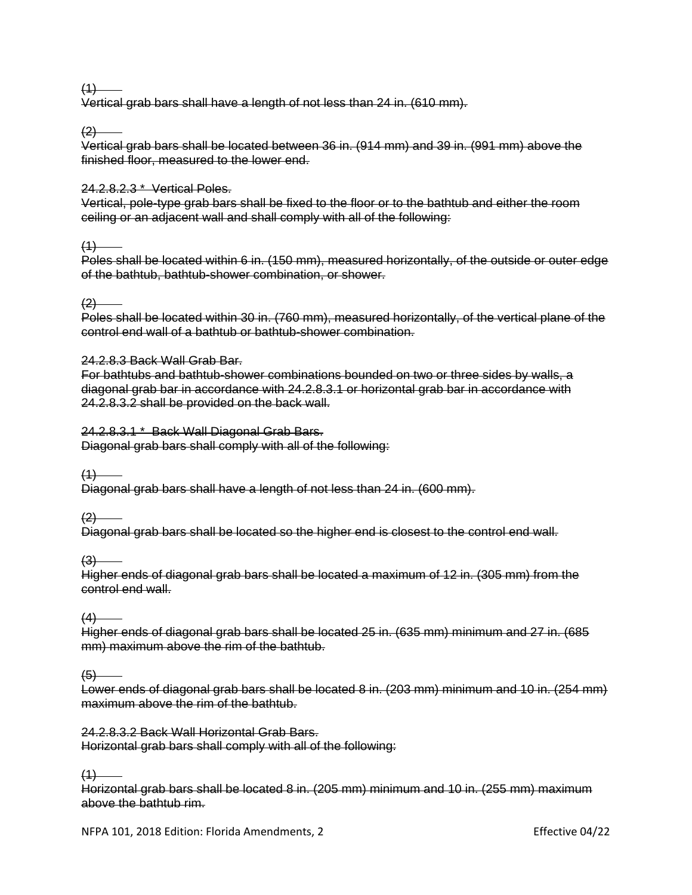~~(1)~~
~~Vertical grab bars shall have a length of not less than 24 in. (610 mm).~~

~~(2)~~
~~Vertical grab bars shall be located between 36 in. (914 mm) and 39 in. (991 mm) above the finished floor, measured to the lower end.~~

~~24.2.8.2.3 * Vertical Poles.~~
~~Vertical, pole-type grab bars shall be fixed to the floor or to the bathtub and either the room ceiling or an adjacent wall and shall comply with all of the following:~~

~~(1)~~
~~Poles shall be located within 6 in. (150 mm), measured horizontally, of the outside or outer edge of the bathtub, bathtub-shower combination, or shower.~~

~~(2)~~
~~Poles shall be located within 30 in. (760 mm), measured horizontally, of the vertical plane of the control end wall of a bathtub or bathtub-shower combination.~~

~~24.2.8.3 Back Wall Grab Bar.~~
~~For bathtubs and bathtub-shower combinations bounded on two or three sides by walls, a diagonal grab bar in accordance with 24.2.8.3.1 or horizontal grab bar in accordance with 24.2.8.3.2 shall be provided on the back wall.~~

~~24.2.8.3.1 * Back Wall Diagonal Grab Bars.~~
~~Diagonal grab bars shall comply with all of the following:~~

~~(1)~~
~~Diagonal grab bars shall have a length of not less than 24 in. (600 mm).~~

~~(2)~~
~~Diagonal grab bars shall be located so the higher end is closest to the control end wall.~~

~~(3)~~
~~Higher ends of diagonal grab bars shall be located a maximum of 12 in. (305 mm) from the control end wall.~~

~~(4)~~
~~Higher ends of diagonal grab bars shall be located 25 in. (635 mm) minimum and 27 in. (685 mm) maximum above the rim of the bathtub.~~

~~(5)~~
~~Lower ends of diagonal grab bars shall be located 8 in. (203 mm) minimum and 10 in. (254 mm) maximum above the rim of the bathtub.~~

~~24.2.8.3.2 Back Wall Horizontal Grab Bars.~~
~~Horizontal grab bars shall comply with all of the following:~~

~~(1)~~
~~Horizontal grab bars shall be located 8 in. (205 mm) minimum and 10 in. (255 mm) maximum above the bathtub rim.~~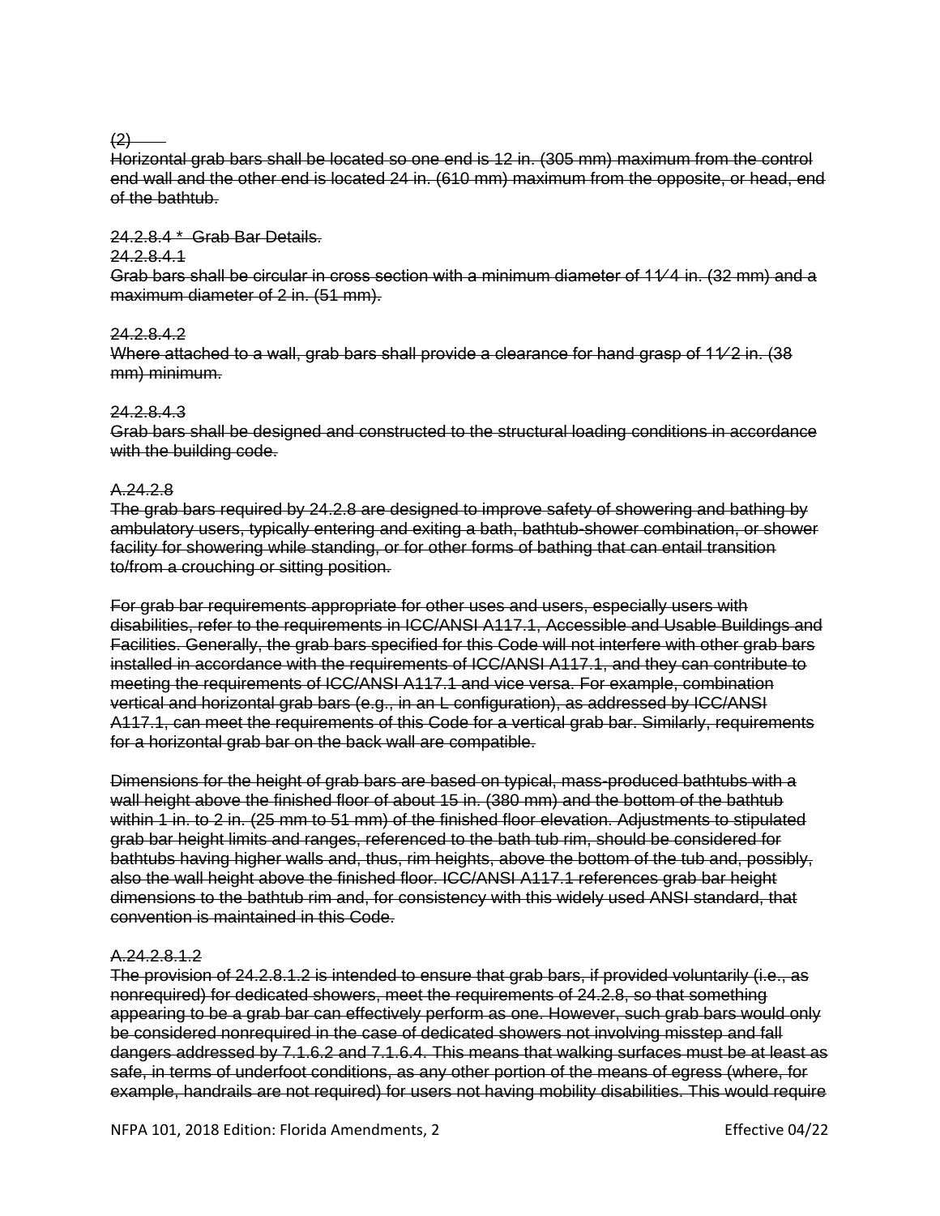~~(2)~~

~~Horizontal grab bars shall be located so one end is 12 in. (305 mm) maximum from the control end wall and the other end is located 24 in. (610 mm) maximum from the opposite, or head, end of the bathtub.~~

~~24.2.8.4 * Grab Bar Details.~~

~~24.2.8.4.1~~

~~Grab bars shall be circular in cross section with a minimum diameter of 11⁄4 in. (32 mm) and a maximum diameter of 2 in. (51 mm).~~

~~24.2.8.4.2~~

~~Where attached to a wall, grab bars shall provide a clearance for hand grasp of 11⁄2 in. (38 mm) minimum.~~

~~24.2.8.4.3~~

~~Grab bars shall be designed and constructed to the structural loading conditions in accordance with the building code.~~

~~A.24.2.8~~

~~The grab bars required by 24.2.8 are designed to improve safety of showering and bathing by ambulatory users, typically entering and exiting a bath, bathtub-shower combination, or shower facility for showering while standing, or for other forms of bathing that can entail transition to/from a crouching or sitting position.~~

~~For grab bar requirements appropriate for other uses and users, especially users with disabilities, refer to the requirements in ICC/ANSI A117.1, Accessible and Usable Buildings and Facilities. Generally, the grab bars specified for this Code will not interfere with other grab bars installed in accordance with the requirements of ICC/ANSI A117.1, and they can contribute to meeting the requirements of ICC/ANSI A117.1 and vice versa. For example, combination vertical and horizontal grab bars (e.g., in an L configuration), as addressed by ICC/ANSI A117.1, can meet the requirements of this Code for a vertical grab bar. Similarly, requirements for a horizontal grab bar on the back wall are compatible.~~

~~Dimensions for the height of grab bars are based on typical, mass-produced bathtubs with a wall height above the finished floor of about 15 in. (380 mm) and the bottom of the bathtub within 1 in. to 2 in. (25 mm to 51 mm) of the finished floor elevation. Adjustments to stipulated grab bar height limits and ranges, referenced to the bath tub rim, should be considered for bathtubs having higher walls and, thus, rim heights, above the bottom of the tub and, possibly, also the wall height above the finished floor. ICC/ANSI A117.1 references grab bar height dimensions to the bathtub rim and, for consistency with this widely used ANSI standard, that convention is maintained in this Code.~~

~~A.24.2.8.1.2~~

~~The provision of 24.2.8.1.2 is intended to ensure that grab bars, if provided voluntarily (i.e., as nonrequired) for dedicated showers, meet the requirements of 24.2.8, so that something appearing to be a grab bar can effectively perform as one. However, such grab bars would only be considered nonrequired in the case of dedicated showers not involving misstep and fall dangers addressed by 7.1.6.2 and 7.1.6.4. This means that walking surfaces must be at least as safe, in terms of underfoot conditions, as any other portion of the means of egress (where, for example, handrails are not required) for users not having mobility disabilities. This would require~~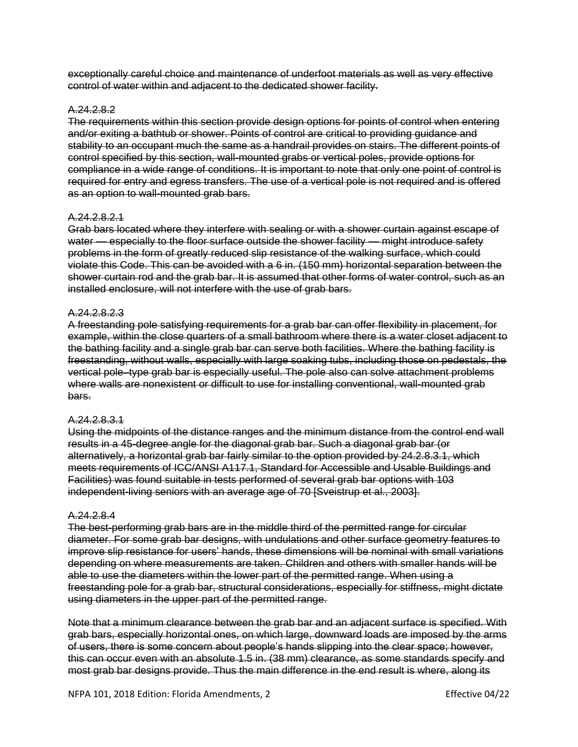~~exceptionally careful choice and maintenance of underfoot materials as well as very effective control of water within and adjacent to the dedicated shower facility.~~

~~A.24.2.8.2~~

~~The requirements within this section provide design options for points of control when entering and/or exiting a bathtub or shower. Points of control are critical to providing guidance and stability to an occupant much the same as a handrail provides on stairs. The different points of control specified by this section, wall-mounted grabs or vertical poles, provide options for compliance in a wide range of conditions. It is important to note that only one point of control is required for entry and egress transfers. The use of a vertical pole is not required and is offered as an option to wall-mounted grab bars.~~

~~A.24.2.8.2.1~~

~~Grab bars located where they interfere with sealing or with a shower curtain against escape of water — especially to the floor surface outside the shower facility — might introduce safety problems in the form of greatly reduced slip resistance of the walking surface, which could violate this Code. This can be avoided with a 6 in. (150 mm) horizontal separation between the shower curtain rod and the grab bar. It is assumed that other forms of water control, such as an installed enclosure, will not interfere with the use of grab bars.~~

~~A.24.2.8.2.3~~

~~A freestanding pole satisfying requirements for a grab bar can offer flexibility in placement, for example, within the close quarters of a small bathroom where there is a water closet adjacent to the bathing facility and a single grab bar can serve both facilities. Where the bathing facility is freestanding, without walls, especially with large soaking tubs, including those on pedestals, the vertical pole–type grab bar is especially useful. The pole also can solve attachment problems where walls are nonexistent or difficult to use for installing conventional, wall-mounted grab bars.~~

~~A.24.2.8.3.1~~

~~Using the midpoints of the distance ranges and the minimum distance from the control end wall results in a 45-degree angle for the diagonal grab bar. Such a diagonal grab bar (or alternatively, a horizontal grab bar fairly similar to the option provided by 24.2.8.3.1, which meets requirements of ICC/ANSI A117.1, Standard for Accessible and Usable Buildings and Facilities) was found suitable in tests performed of several grab bar options with 103 independent-living seniors with an average age of 70 [Sveistrup et al., 2003].~~

~~A.24.2.8.4~~

~~The best-performing grab bars are in the middle third of the permitted range for circular diameter. For some grab bar designs, with undulations and other surface geometry features to improve slip resistance for users' hands, these dimensions will be nominal with small variations depending on where measurements are taken. Children and others with smaller hands will be able to use the diameters within the lower part of the permitted range. When using a freestanding pole for a grab bar, structural considerations, especially for stiffness, might dictate using diameters in the upper part of the permitted range.~~

~~Note that a minimum clearance between the grab bar and an adjacent surface is specified. With grab bars, especially horizontal ones, on which large, downward loads are imposed by the arms of users, there is some concern about people's hands slipping into the clear space; however, this can occur even with an absolute 1.5 in. (38 mm) clearance, as some standards specify and most grab bar designs provide. Thus the main difference in the end result is where, along its~~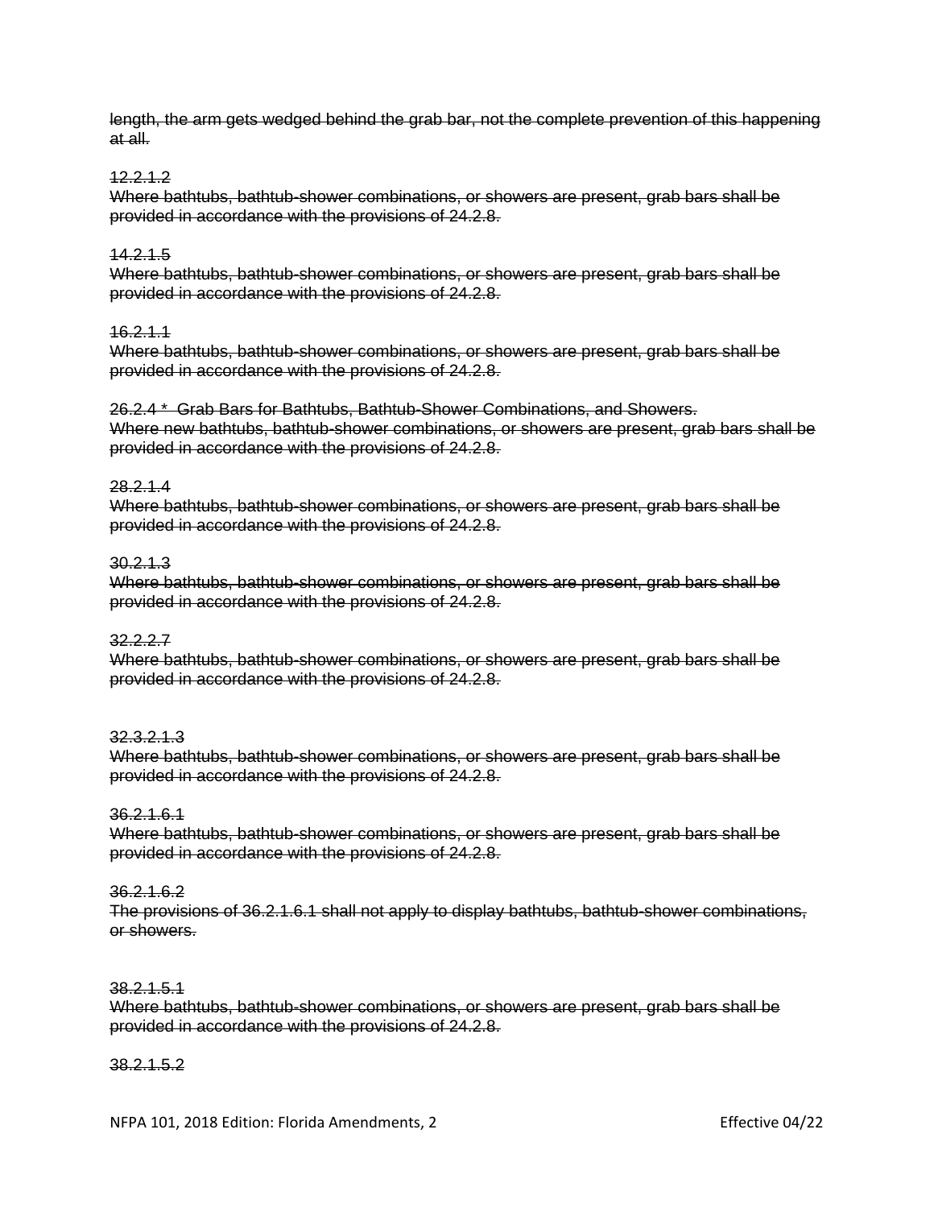~~length, the arm gets wedged behind the grab bar, not the complete prevention of this happening at all.~~

~~12.2.1.2~~
~~Where bathtubs, bathtub-shower combinations, or showers are present, grab bars shall be provided in accordance with the provisions of 24.2.8.~~

~~14.2.1.5~~
~~Where bathtubs, bathtub-shower combinations, or showers are present, grab bars shall be provided in accordance with the provisions of 24.2.8.~~

~~16.2.1.1~~
~~Where bathtubs, bathtub-shower combinations, or showers are present, grab bars shall be provided in accordance with the provisions of 24.2.8.~~

~~26.2.4 * Grab Bars for Bathtubs, Bathtub-Shower Combinations, and Showers.~~
~~Where new bathtubs, bathtub-shower combinations, or showers are present, grab bars shall be provided in accordance with the provisions of 24.2.8.~~

~~28.2.1.4~~
~~Where bathtubs, bathtub-shower combinations, or showers are present, grab bars shall be provided in accordance with the provisions of 24.2.8.~~

~~30.2.1.3~~
~~Where bathtubs, bathtub-shower combinations, or showers are present, grab bars shall be provided in accordance with the provisions of 24.2.8.~~

~~32.2.2.7~~
~~Where bathtubs, bathtub-shower combinations, or showers are present, grab bars shall be provided in accordance with the provisions of 24.2.8.~~

~~32.3.2.1.3~~
~~Where bathtubs, bathtub-shower combinations, or showers are present, grab bars shall be provided in accordance with the provisions of 24.2.8.~~

~~36.2.1.6.1~~
~~Where bathtubs, bathtub-shower combinations, or showers are present, grab bars shall be provided in accordance with the provisions of 24.2.8.~~

~~36.2.1.6.2~~
~~The provisions of 36.2.1.6.1 shall not apply to display bathtubs, bathtub-shower combinations, or showers.~~

~~38.2.1.5.1~~
~~Where bathtubs, bathtub-shower combinations, or showers are present, grab bars shall be provided in accordance with the provisions of 24.2.8.~~

~~38.2.1.5.2~~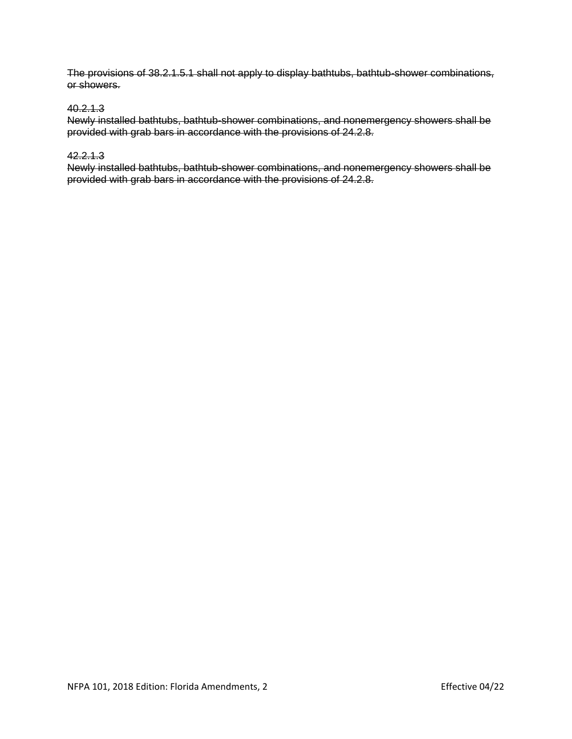~~The provisions of 38.2.1.5.1 shall not apply to display bathtubs, bathtub-shower combinations, or showers.~~

~~40.2.1.3~~
~~Newly installed bathtubs, bathtub-shower combinations, and nonemergency showers shall be provided with grab bars in accordance with the provisions of 24.2.8.~~

~~42.2.1.3~~
~~Newly installed bathtubs, bathtub-shower combinations, and nonemergency showers shall be provided with grab bars in accordance with the provisions of 24.2.8.~~